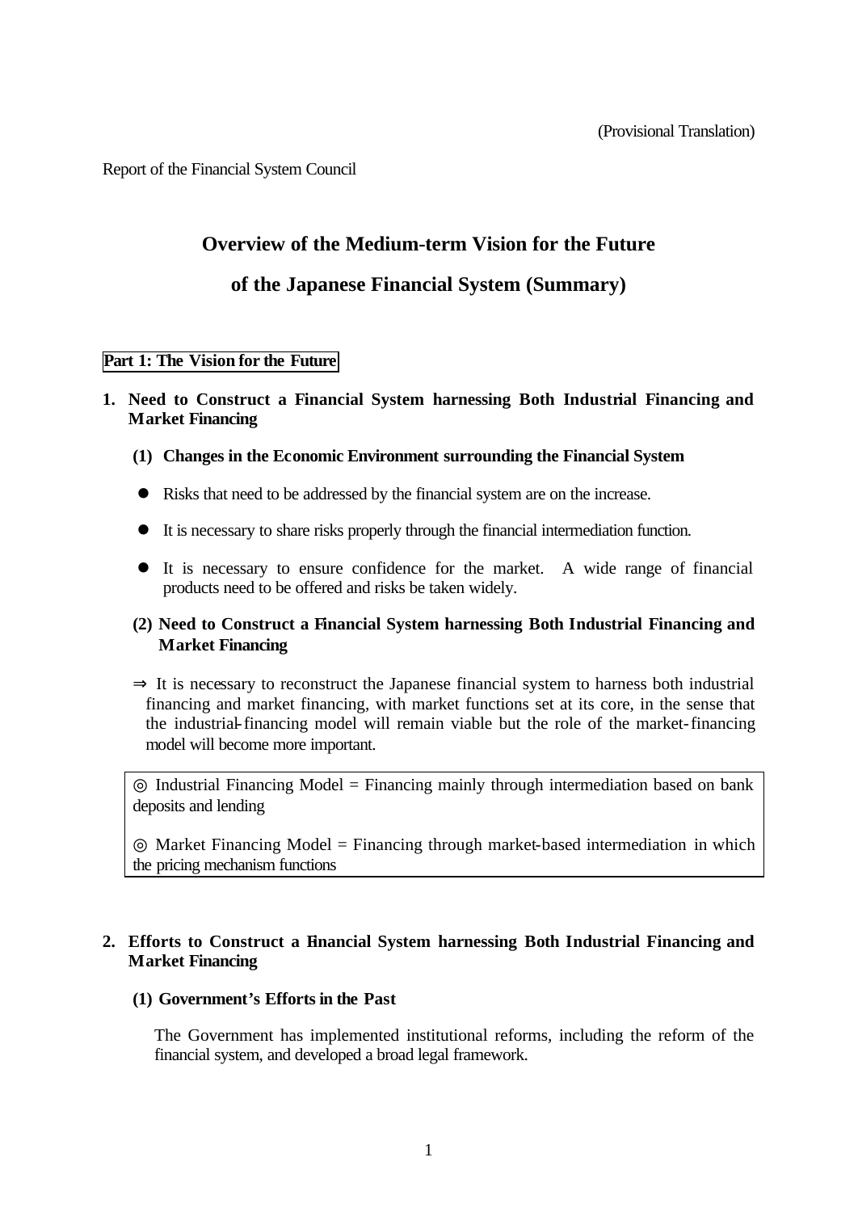(Provisional Translation)

Report of the Financial System Council

# Overview of the Medium-term Vision for the Future of the Japanese Financial System (Summary)

## Part 1: The Vision for the Future

### 1. Need to Construct a Financial System harnessing Both Industrial Financing and Market Financing

#### (1) Changes in the Economic Environment surrounding the Financial System

- Risks that need to be addressed by the financial system are on the increase.
- It is necessary to share risks properly through the financial intermediation function.
- It is necessary to ensure confidence for the market. A wide range of financial products need to be offered and risks be taken widely.

#### (2) Need to Construct a Financial System harnessing Both Industrial Financing and Market Financing

⇒ It is necessary to reconstruct the Japanese financial system to harness both industrial financing and market financing, with market functions set at its core, in the sense that the industrial-financing model will remain viable but the role of the market-financing model will become more important.

> ◎ Industrial Financing Model = Financing mainly through intermediation based on bank deposits and lending
>
> ◎ Market Financing Model = Financing through market-based intermediation in which the pricing mechanism functions

### 2. Efforts to Construct a Financial System harnessing Both Industrial Financing and Market Financing

#### (1) Government's Efforts in the Past

The Government has implemented institutional reforms, including the reform of the financial system, and developed a broad legal framework.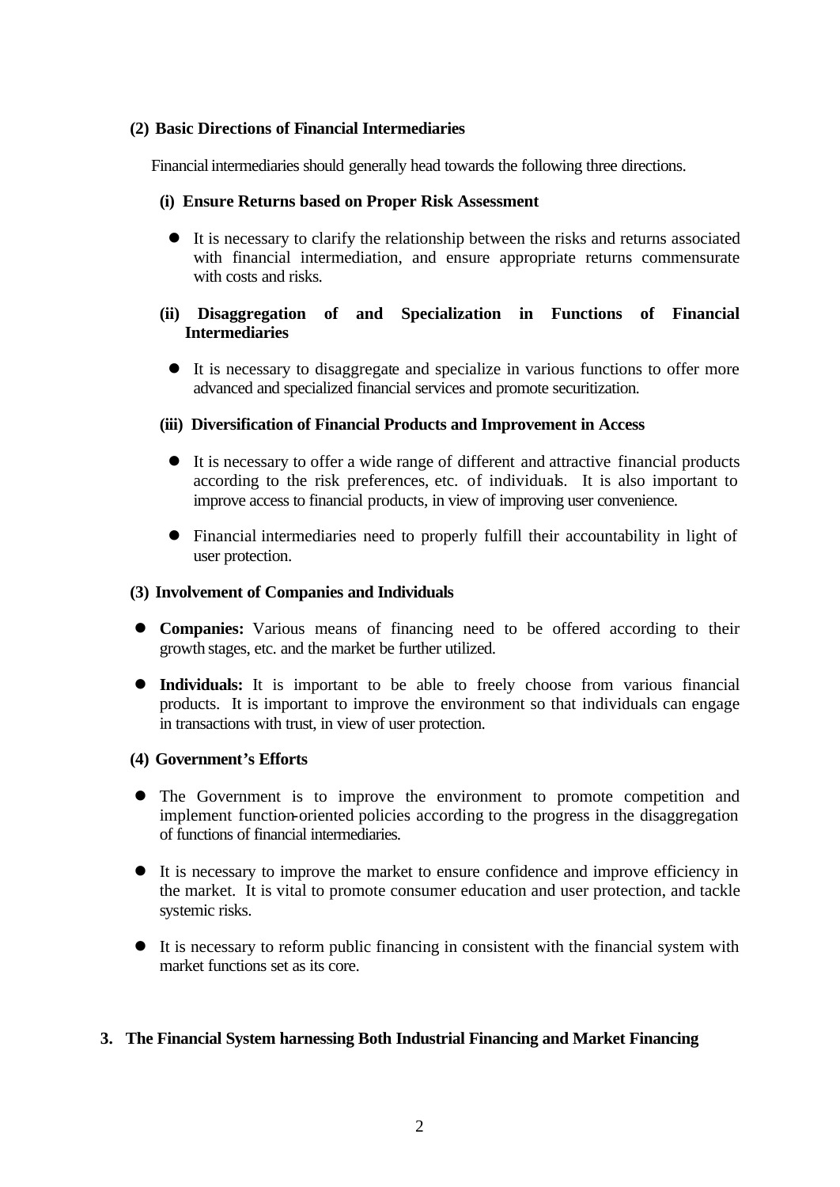### (2) Basic Directions of Financial Intermediaries

Financial intermediaries should generally head towards the following three directions.

#### (i) Ensure Returns based on Proper Risk Assessment

- It is necessary to clarify the relationship between the risks and returns associated with financial intermediation, and ensure appropriate returns commensurate with costs and risks.

#### (ii) Disaggregation of and Specialization in Functions of Financial Intermediaries

- It is necessary to disaggregate and specialize in various functions to offer more advanced and specialized financial services and promote securitization.

#### (iii) Diversification of Financial Products and Improvement in Access

- It is necessary to offer a wide range of different and attractive financial products according to the risk preferences, etc. of individuals. It is also important to improve access to financial products, in view of improving user convenience.
- Financial intermediaries need to properly fulfill their accountability in light of user protection.

### (3) Involvement of Companies and Individuals

- **Companies:** Various means of financing need to be offered according to their growth stages, etc. and the market be further utilized.
- **Individuals:** It is important to be able to freely choose from various financial products. It is important to improve the environment so that individuals can engage in transactions with trust, in view of user protection.

### (4) Government's Efforts

- The Government is to improve the environment to promote competition and implement function-oriented policies according to the progress in the disaggregation of functions of financial intermediaries.
- It is necessary to improve the market to ensure confidence and improve efficiency in the market. It is vital to promote consumer education and user protection, and tackle systemic risks.
- It is necessary to reform public financing in consistent with the financial system with market functions set as its core.

## 3. The Financial System harnessing Both Industrial Financing and Market Financing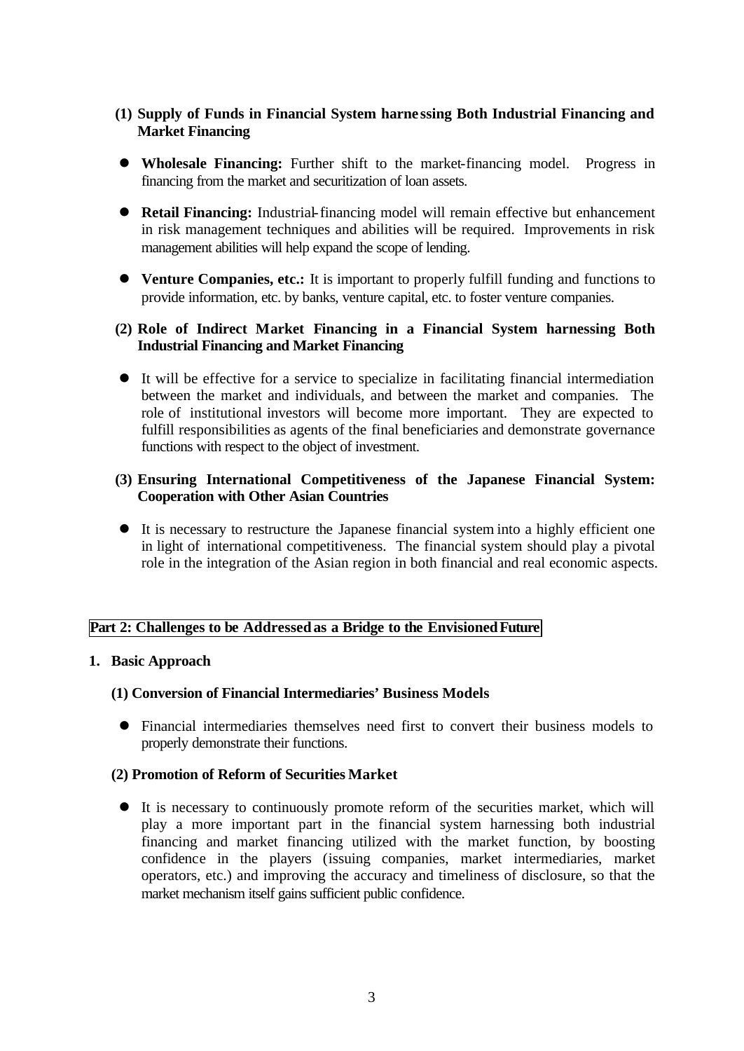**(1) Supply of Funds in Financial System harnessing Both Industrial Financing and Market Financing**

- **Wholesale Financing:** Further shift to the market-financing model. Progress in financing from the market and securitization of loan assets.
- **Retail Financing:** Industrial-financing model will remain effective but enhancement in risk management techniques and abilities will be required. Improvements in risk management abilities will help expand the scope of lending.
- **Venture Companies, etc.:** It is important to properly fulfill funding and functions to provide information, etc. by banks, venture capital, etc. to foster venture companies.

**(2) Role of Indirect Market Financing in a Financial System harnessing Both Industrial Financing and Market Financing**

- It will be effective for a service to specialize in facilitating financial intermediation between the market and individuals, and between the market and companies. The role of institutional investors will become more important. They are expected to fulfill responsibilities as agents of the final beneficiaries and demonstrate governance functions with respect to the object of investment.

**(3) Ensuring International Competitiveness of the Japanese Financial System: Cooperation with Other Asian Countries**

- It is necessary to restructure the Japanese financial system into a highly efficient one in light of international competitiveness. The financial system should play a pivotal role in the integration of the Asian region in both financial and real economic aspects.

## Part 2: Challenges to be Addressed as a Bridge to the Envisioned Future

### 1. Basic Approach

**(1) Conversion of Financial Intermediaries' Business Models**

- Financial intermediaries themselves need first to convert their business models to properly demonstrate their functions.

**(2) Promotion of Reform of Securities Market**

- It is necessary to continuously promote reform of the securities market, which will play a more important part in the financial system harnessing both industrial financing and market financing utilized with the market function, by boosting confidence in the players (issuing companies, market intermediaries, market operators, etc.) and improving the accuracy and timeliness of disclosure, so that the market mechanism itself gains sufficient public confidence.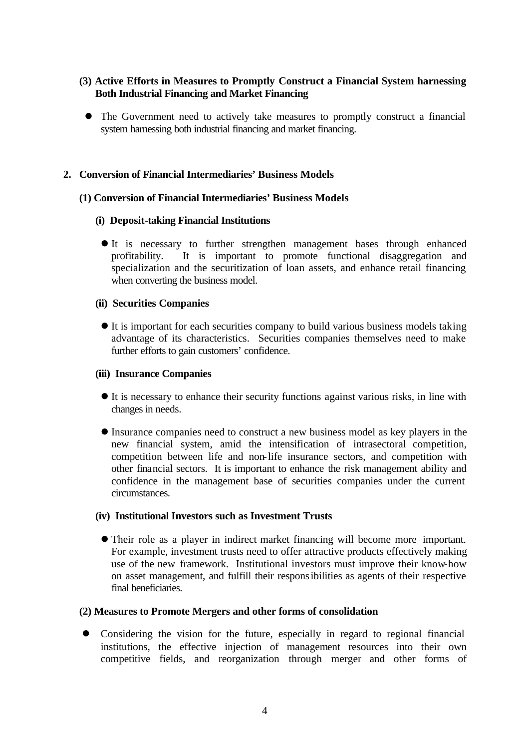### (3) Active Efforts in Measures to Promptly Construct a Financial System harnessing Both Industrial Financing and Market Financing

- The Government need to actively take measures to promptly construct a financial system harnessing both industrial financing and market financing.

## 2. Conversion of Financial Intermediaries' Business Models

### (1) Conversion of Financial Intermediaries' Business Models

#### (i) Deposit-taking Financial Institutions

- It is necessary to further strengthen management bases through enhanced profitability. It is important to promote functional disaggregation and specialization and the securitization of loan assets, and enhance retail financing when converting the business model.

#### (ii) Securities Companies

- It is important for each securities company to build various business models taking advantage of its characteristics. Securities companies themselves need to make further efforts to gain customers' confidence.

#### (iii) Insurance Companies

- It is necessary to enhance their security functions against various risks, in line with changes in needs.

- Insurance companies need to construct a new business model as key players in the new financial system, amid the intensification of intrasectoral competition, competition between life and non-life insurance sectors, and competition with other financial sectors. It is important to enhance the risk management ability and confidence in the management base of securities companies under the current circumstances.

#### (iv) Institutional Investors such as Investment Trusts

- Their role as a player in indirect market financing will become more important. For example, investment trusts need to offer attractive products effectively making use of the new framework. Institutional investors must improve their know-how on asset management, and fulfill their responsibilities as agents of their respective final beneficiaries.

### (2) Measures to Promote Mergers and other forms of consolidation

- Considering the vision for the future, especially in regard to regional financial institutions, the effective injection of management resources into their own competitive fields, and reorganization through merger and other forms of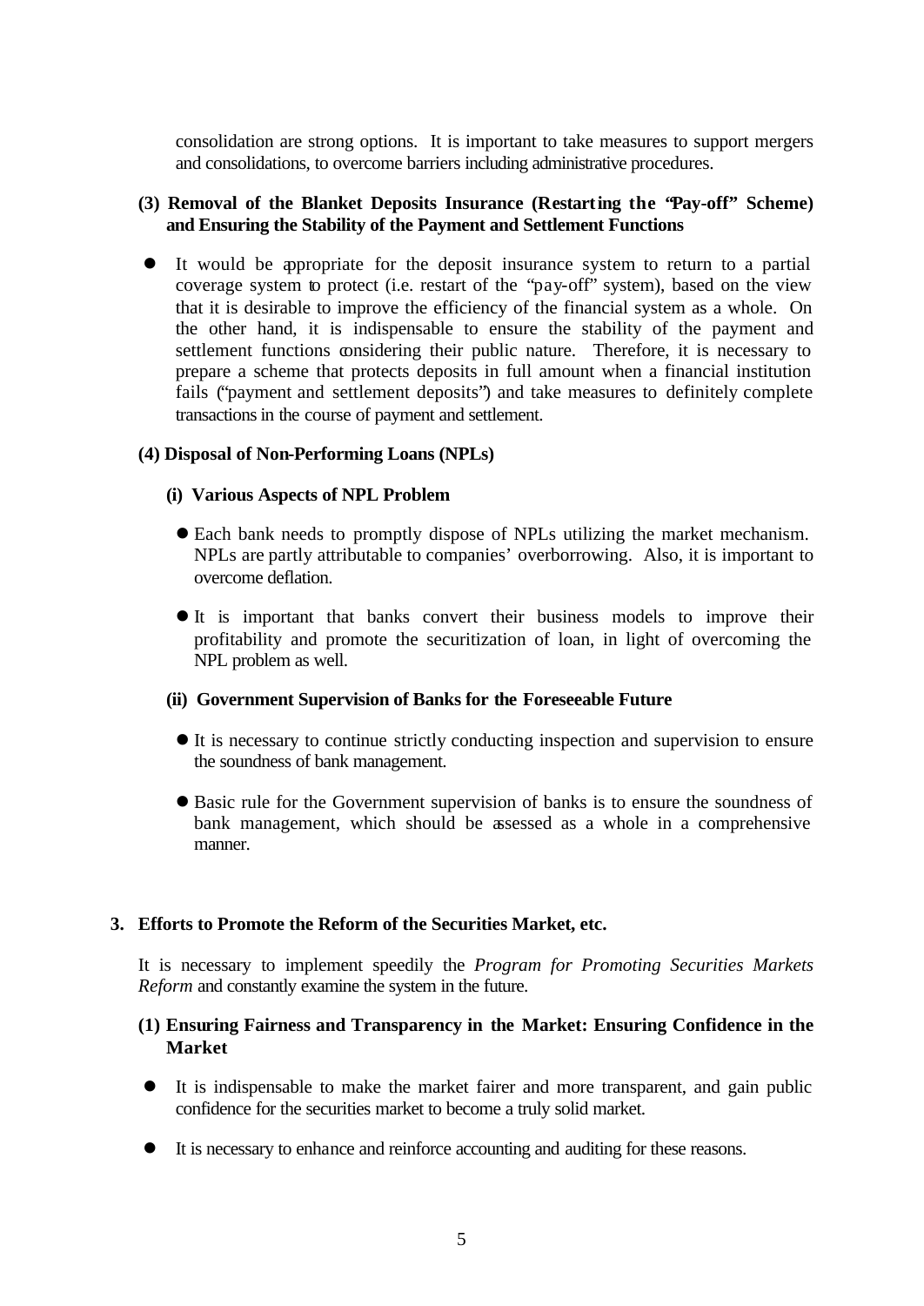consolidation are strong options. It is important to take measures to support mergers and consolidations, to overcome barriers including administrative procedures.

### (3) Removal of the Blanket Deposits Insurance (Restarting the "Pay-off" Scheme) and Ensuring the Stability of the Payment and Settlement Functions

- It would be appropriate for the deposit insurance system to return to a partial coverage system to protect (i.e. restart of the "pay-off" system), based on the view that it is desirable to improve the efficiency of the financial system as a whole. On the other hand, it is indispensable to ensure the stability of the payment and settlement functions considering their public nature. Therefore, it is necessary to prepare a scheme that protects deposits in full amount when a financial institution fails ("payment and settlement deposits") and take measures to definitely complete transactions in the course of payment and settlement.

### (4) Disposal of Non-Performing Loans (NPLs)

#### (i) Various Aspects of NPL Problem

- Each bank needs to promptly dispose of NPLs utilizing the market mechanism. NPLs are partly attributable to companies' overborrowing. Also, it is important to overcome deflation.
- It is important that banks convert their business models to improve their profitability and promote the securitization of loan, in light of overcoming the NPL problem as well.

#### (ii) Government Supervision of Banks for the Foreseeable Future

- It is necessary to continue strictly conducting inspection and supervision to ensure the soundness of bank management.
- Basic rule for the Government supervision of banks is to ensure the soundness of bank management, which should be assessed as a whole in a comprehensive manner.

## 3. Efforts to Promote the Reform of the Securities Market, etc.

It is necessary to implement speedily the *Program for Promoting Securities Markets Reform* and constantly examine the system in the future.

### (1) Ensuring Fairness and Transparency in the Market: Ensuring Confidence in the Market

- It is indispensable to make the market fairer and more transparent, and gain public confidence for the securities market to become a truly solid market.
- It is necessary to enhance and reinforce accounting and auditing for these reasons.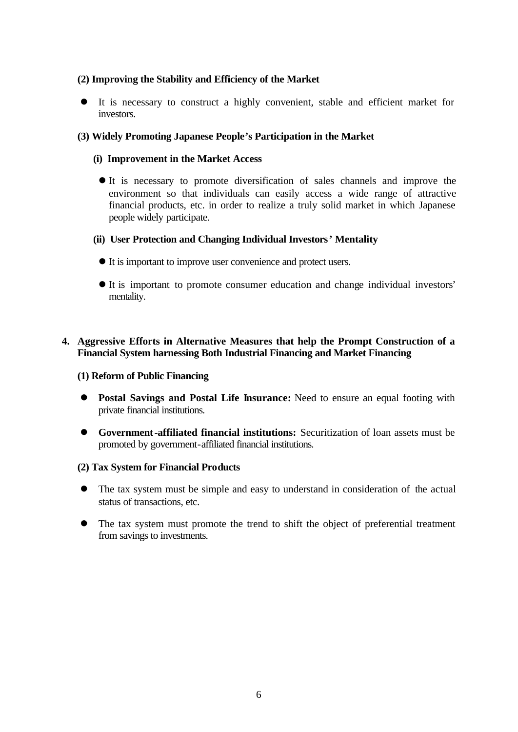**(2) Improving the Stability and Efficiency of the Market**

- It is necessary to construct a highly convenient, stable and efficient market for investors.

**(3) Widely Promoting Japanese People's Participation in the Market**

**(i) Improvement in the Market Access**

- It is necessary to promote diversification of sales channels and improve the environment so that individuals can easily access a wide range of attractive financial products, etc. in order to realize a truly solid market in which Japanese people widely participate.

**(ii) User Protection and Changing Individual Investors' Mentality**

- It is important to improve user convenience and protect users.
- It is important to promote consumer education and change individual investors' mentality.

**4. Aggressive Efforts in Alternative Measures that help the Prompt Construction of a Financial System harnessing Both Industrial Financing and Market Financing**

**(1) Reform of Public Financing**

- **Postal Savings and Postal Life Insurance:** Need to ensure an equal footing with private financial institutions.
- **Government-affiliated financial institutions:** Securitization of loan assets must be promoted by government-affiliated financial institutions.

**(2) Tax System for Financial Products**

- The tax system must be simple and easy to understand in consideration of the actual status of transactions, etc.
- The tax system must promote the trend to shift the object of preferential treatment from savings to investments.